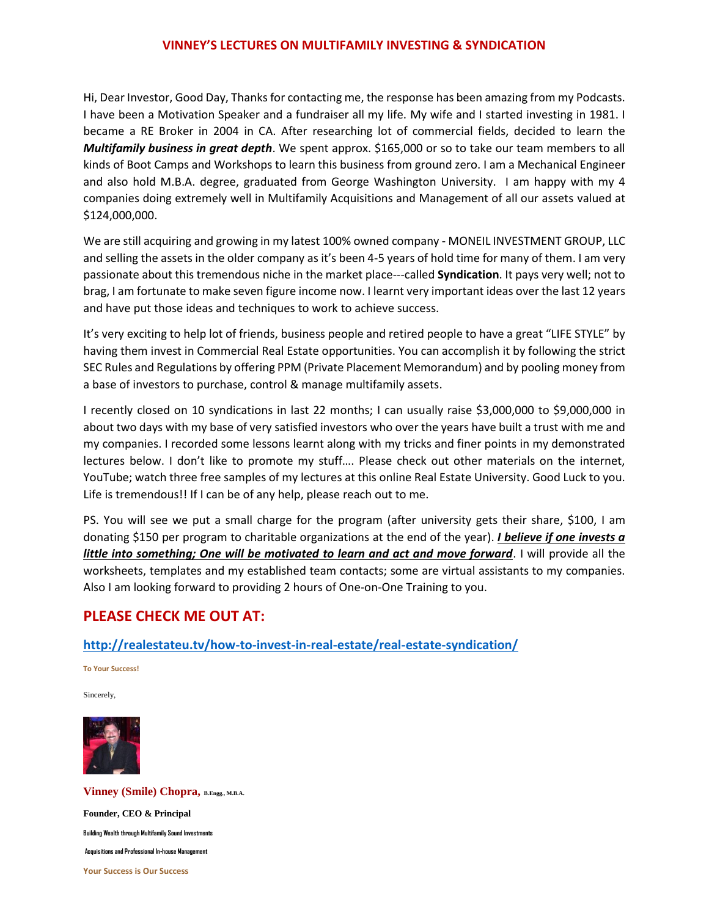# VINNEY'S LECTURES ON MULTIFAMILY INVESTING & SYNDICATION

Hi, Dear Investor, Good Day, Thanks for contacting me, the response has been amazing from my Podcasts. I have been a Motivation Speaker and a fundraiser all my life. My wife and I started investing in 1981. I became a RE Broker in 2004 in CA. After researching lot of commercial fields, decided to learn the ***Multifamily business in great depth***. We spent approx. $165,000 or so to take our team members to all kinds of Boot Camps and Workshops to learn this business from ground zero. I am a Mechanical Engineer and also hold M.B.A. degree, graduated from George Washington University. I am happy with my 4 companies doing extremely well in Multifamily Acquisitions and Management of all our assets valued at $124,000,000.

We are still acquiring and growing in my latest 100% owned company - MONEIL INVESTMENT GROUP, LLC and selling the assets in the older company as it's been 4-5 years of hold time for many of them. I am very passionate about this tremendous niche in the market place---called **Syndication**. It pays very well; not to brag, I am fortunate to make seven figure income now. I learnt very important ideas over the last 12 years and have put those ideas and techniques to work to achieve success.

It's very exciting to help lot of friends, business people and retired people to have a great "LIFE STYLE" by having them invest in Commercial Real Estate opportunities. You can accomplish it by following the strict SEC Rules and Regulations by offering PPM (Private Placement Memorandum) and by pooling money from a base of investors to purchase, control & manage multifamily assets.

I recently closed on 10 syndications in last 22 months; I can usually raise $3,000,000 to $9,000,000 in about two days with my base of very satisfied investors who over the years have built a trust with me and my companies. I recorded some lessons learnt along with my tricks and finer points in my demonstrated lectures below. I don't like to promote my stuff…. Please check out other materials on the internet, YouTube; watch three free samples of my lectures at this online Real Estate University. Good Luck to you. Life is tremendous!! If I can be of any help, please reach out to me.

PS. You will see we put a small charge for the program (after university gets their share, $100, I am donating $150 per program to charitable organizations at the end of the year). ***I believe if one invests a little into something; One will be motivated to learn and act and move forward***. I will provide all the worksheets, templates and my established team contacts; some are virtual assistants to my companies. Also I am looking forward to providing 2 hours of One-on-One Training to you.

## PLEASE CHECK ME OUT AT:

**http://realestateu.tv/how-to-invest-in-real-estate/real-estate-syndication/**

**To Your Success!**

Sincerely,

**Vinney (Smile) Chopra,** B.Engg., M.B.A.

**Founder, CEO & Principal**

Building Wealth through Multifamily Sound Investments

Acquisitions and Professional In-house Management

**Your Success is Our Success**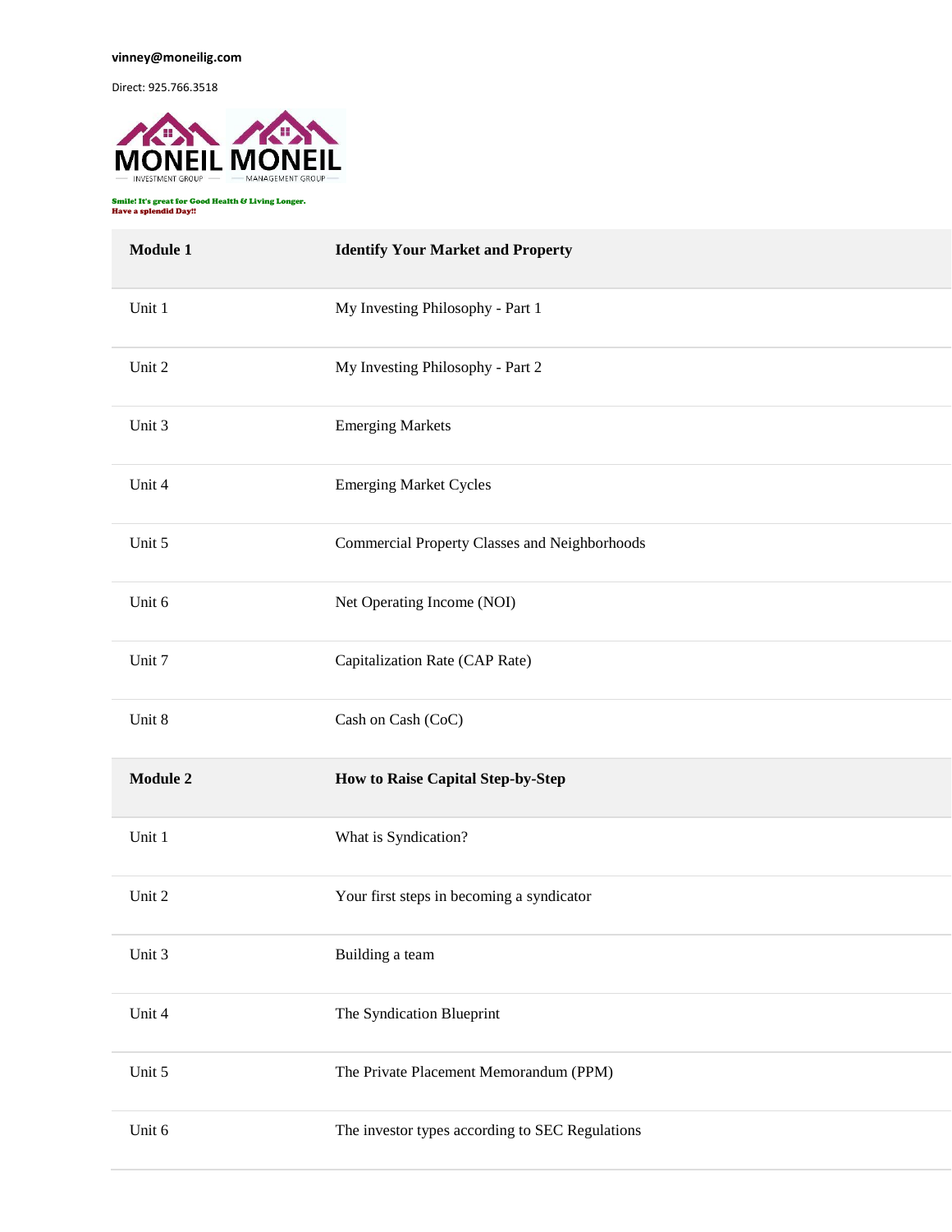vinney@moneilig.com

Direct: 925.766.3518

MONEIL INVESTMENT GROUP MONEIL MANAGEMENT GROUP

**Smile! It's great for Good Health & Living Longer.**
**Have a splendid Day!!**

| **Module 1** | **Identify Your Market and Property** |
|---|---|
| Unit 1 | My Investing Philosophy - Part 1 |
| Unit 2 | My Investing Philosophy - Part 2 |
| Unit 3 | Emerging Markets |
| Unit 4 | Emerging Market Cycles |
| Unit 5 | Commercial Property Classes and Neighborhoods |
| Unit 6 | Net Operating Income (NOI) |
| Unit 7 | Capitalization Rate (CAP Rate) |
| Unit 8 | Cash on Cash (CoC) |
| **Module 2** | **How to Raise Capital Step-by-Step** |
| Unit 1 | What is Syndication? |
| Unit 2 | Your first steps in becoming a syndicator |
| Unit 3 | Building a team |
| Unit 4 | The Syndication Blueprint |
| Unit 5 | The Private Placement Memorandum (PPM) |
| Unit 6 | The investor types according to SEC Regulations |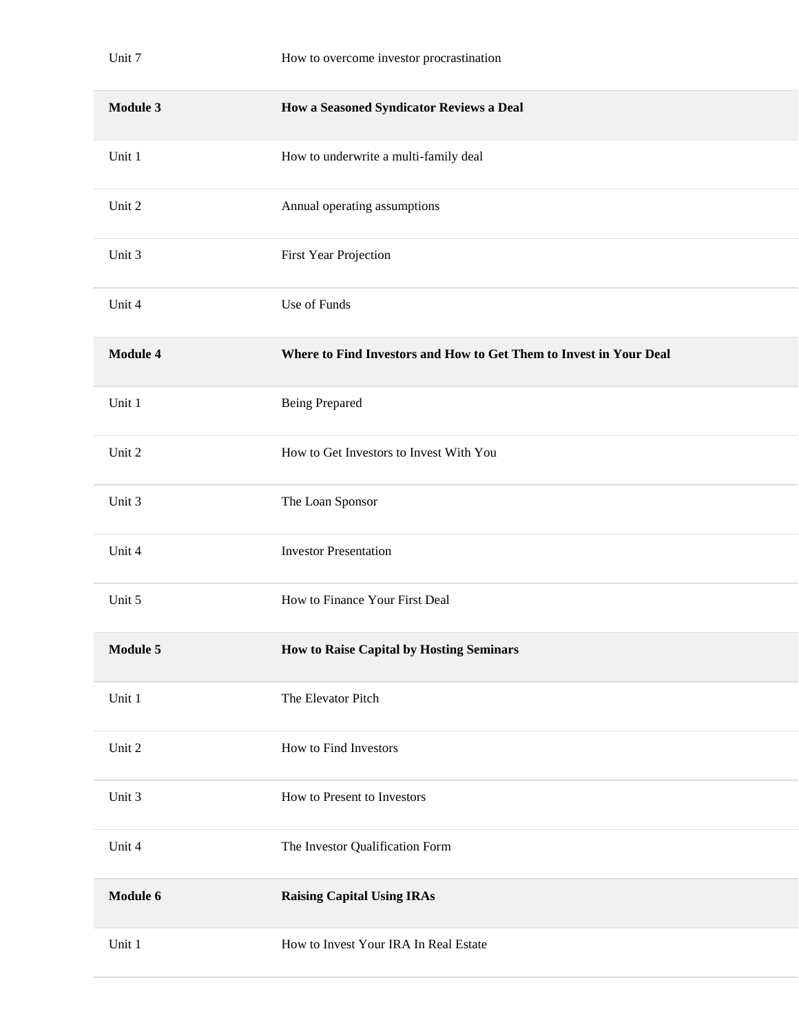| | |
|---|---|
| Unit 7 | How to overcome investor procrastination |
| **Module 3** | **How a Seasoned Syndicator Reviews a Deal** |
| Unit 1 | How to underwrite a multi-family deal |
| Unit 2 | Annual operating assumptions |
| Unit 3 | First Year Projection |
| Unit 4 | Use of Funds |
| **Module 4** | **Where to Find Investors and How to Get Them to Invest in Your Deal** |
| Unit 1 | Being Prepared |
| Unit 2 | How to Get Investors to Invest With You |
| Unit 3 | The Loan Sponsor |
| Unit 4 | Investor Presentation |
| Unit 5 | How to Finance Your First Deal |
| **Module 5** | **How to Raise Capital by Hosting Seminars** |
| Unit 1 | The Elevator Pitch |
| Unit 2 | How to Find Investors |
| Unit 3 | How to Present to Investors |
| Unit 4 | The Investor Qualification Form |
| **Module 6** | **Raising Capital Using IRAs** |
| Unit 1 | How to Invest Your IRA In Real Estate |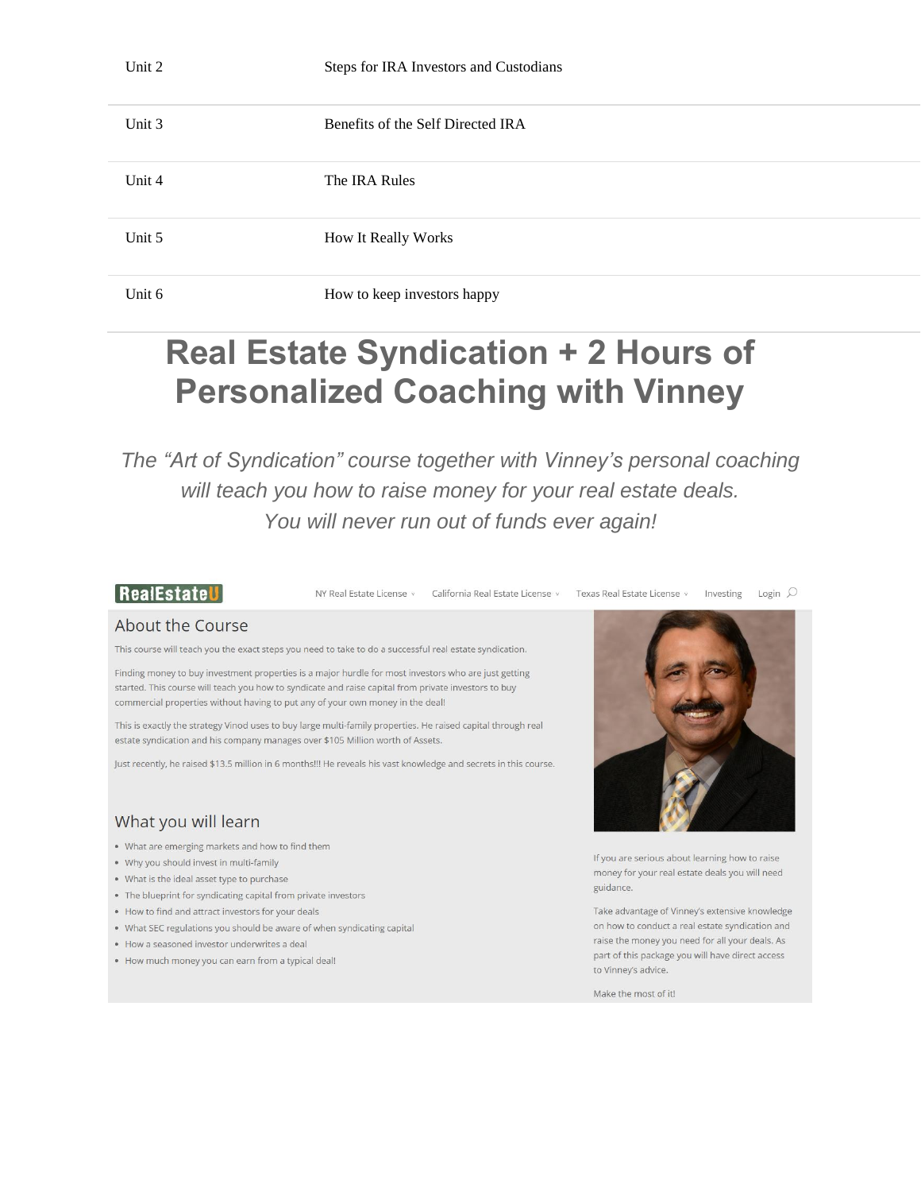| Unit 2 | Steps for IRA Investors and Custodians |
|---|---|
| Unit 3 | Benefits of the Self Directed IRA |
| Unit 4 | The IRA Rules |
| Unit 5 | How It Really Works |
| Unit 6 | How to keep investors happy |

# Real Estate Syndication + 2 Hours of Personalized Coaching with Vinney

*The "Art of Syndication" course together with Vinney's personal coaching will teach you how to raise money for your real estate deals. You will never run out of funds ever again!*

RealEstateU

NY Real Estate License · California Real Estate License · Texas Real Estate License · Investing · Login

## About the Course

This course will teach you the exact steps you need to take to do a successful real estate syndication.

Finding money to buy investment properties is a major hurdle for most investors who are just getting started. This course will teach you how to syndicate and raise capital from private investors to buy commercial properties without having to put any of your own money in the deal!

This is exactly the strategy Vinod uses to buy large multi-family properties. He raised capital through real estate syndication and his company manages over $105 Million worth of Assets.

Just recently, he raised $13.5 million in 6 months!!! He reveals his vast knowledge and secrets in this course.

## What you will learn

- What are emerging markets and how to find them
- Why you should invest in multi-family
- What is the ideal asset type to purchase
- The blueprint for syndicating capital from private investors
- How to find and attract investors for your deals
- What SEC regulations you should be aware of when syndicating capital
- How a seasoned investor underwrites a deal
- How much money you can earn from a typical deal!

If you are serious about learning how to raise money for your real estate deals you will need guidance.

Take advantage of Vinney's extensive knowledge on how to conduct a real estate syndication and raise the money you need for all your deals. As part of this package you will have direct access to Vinney's advice.

Make the most of it!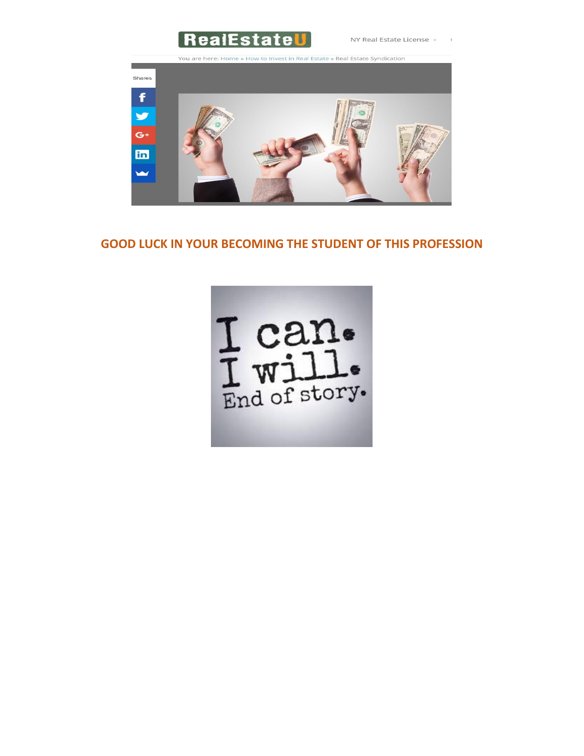## GOOD LUCK IN YOUR BECOMING THE STUDENT OF THIS PROFESSION